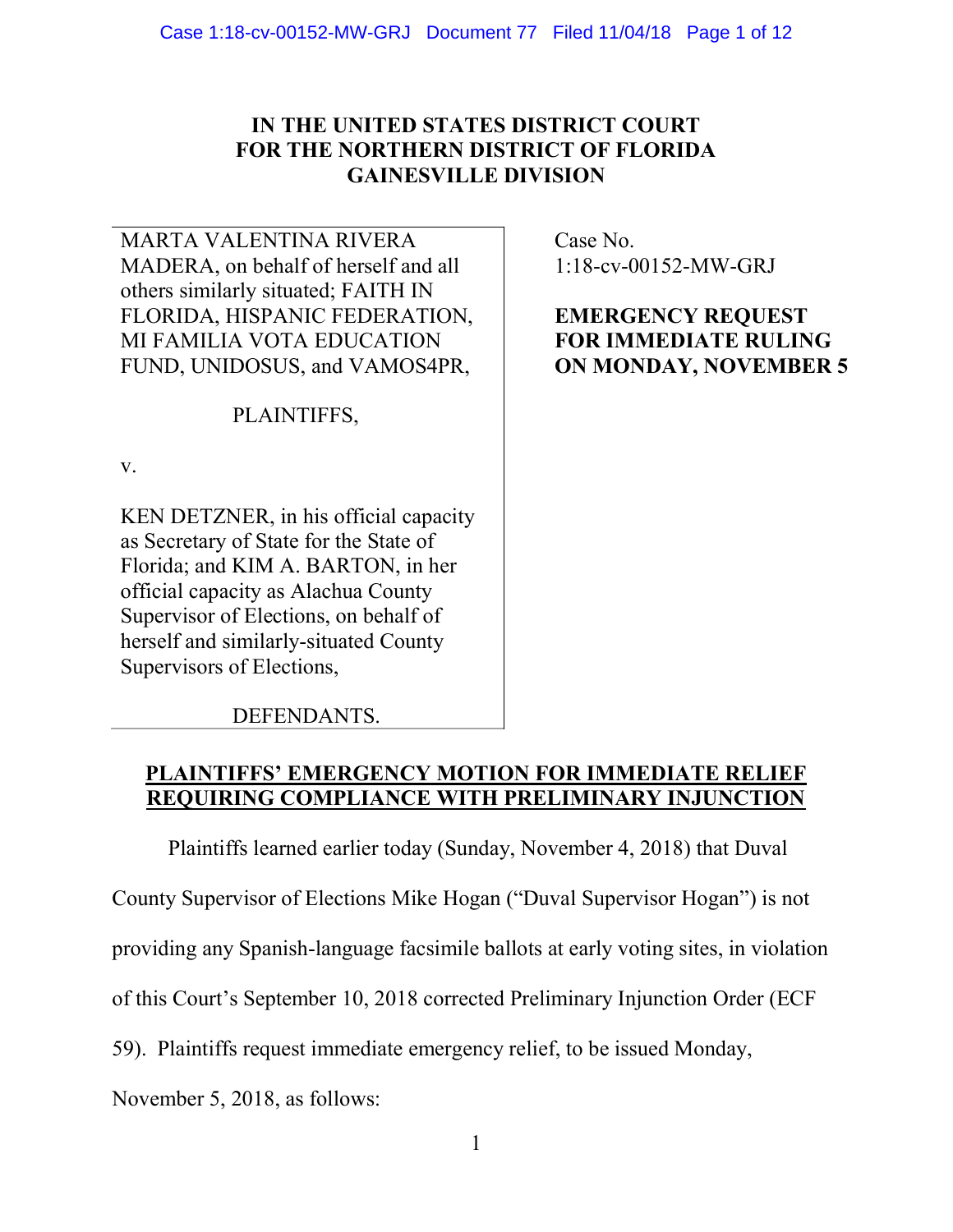**IN THE UNITED STATES DISTRICT COURT**
**FOR THE NORTHERN DISTRICT OF FLORIDA**
**GAINESVILLE DIVISION**

| | |
|---|---|
| MARTA VALENTINA RIVERA MADERA, on behalf of herself and all others similarly situated; FAITH IN FLORIDA, HISPANIC FEDERATION, MI FAMILIA VOTA EDUCATION FUND, UNIDOSUS, and VAMOS4PR,<br><br>PLAINTIFFS,<br><br>v.<br><br>KEN DETZNER, in his official capacity as Secretary of State for the State of Florida; and KIM A. BARTON, in her official capacity as Alachua County Supervisor of Elections, on behalf of herself and similarly-situated County Supervisors of Elections,<br><br>DEFENDANTS. | Case No. 1:18-cv-00152-MW-GRJ<br><br>**EMERGENCY REQUEST FOR IMMEDIATE RULING ON MONDAY, NOVEMBER 5** |

**PLAINTIFFS' EMERGENCY MOTION FOR IMMEDIATE RELIEF REQUIRING COMPLIANCE WITH PRELIMINARY INJUNCTION**

Plaintiffs learned earlier today (Sunday, November 4, 2018) that Duval County Supervisor of Elections Mike Hogan ("Duval Supervisor Hogan") is not providing any Spanish-language facsimile ballots at early voting sites, in violation of this Court's September 10, 2018 corrected Preliminary Injunction Order (ECF 59). Plaintiffs request immediate emergency relief, to be issued Monday, November 5, 2018, as follows: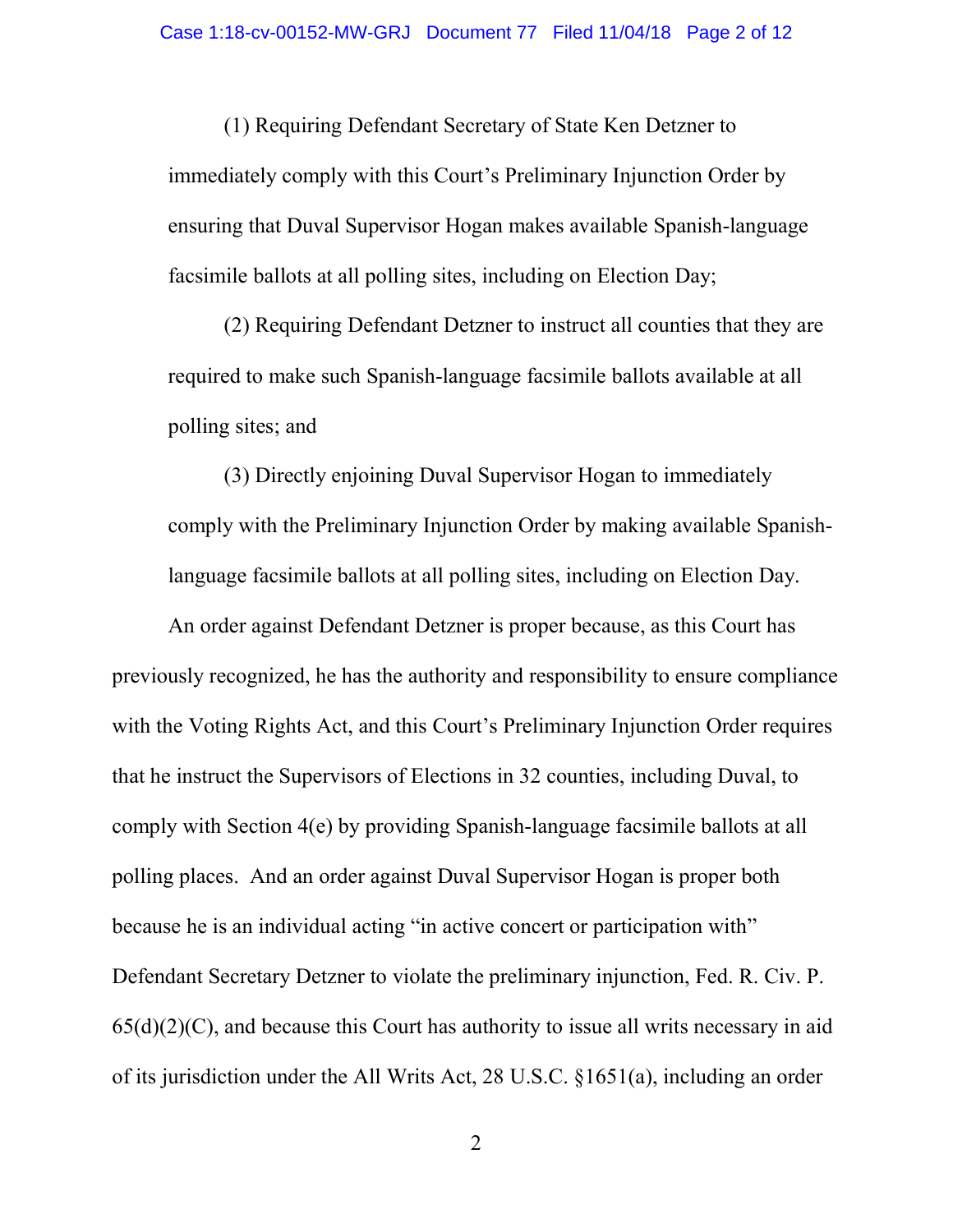(1) Requiring Defendant Secretary of State Ken Detzner to immediately comply with this Court's Preliminary Injunction Order by ensuring that Duval Supervisor Hogan makes available Spanish-language facsimile ballots at all polling sites, including on Election Day;

(2) Requiring Defendant Detzner to instruct all counties that they are required to make such Spanish-language facsimile ballots available at all polling sites; and

(3) Directly enjoining Duval Supervisor Hogan to immediately comply with the Preliminary Injunction Order by making available Spanish-language facsimile ballots at all polling sites, including on Election Day.

An order against Defendant Detzner is proper because, as this Court has previously recognized, he has the authority and responsibility to ensure compliance with the Voting Rights Act, and this Court's Preliminary Injunction Order requires that he instruct the Supervisors of Elections in 32 counties, including Duval, to comply with Section 4(e) by providing Spanish-language facsimile ballots at all polling places. And an order against Duval Supervisor Hogan is proper both because he is an individual acting "in active concert or participation with" Defendant Secretary Detzner to violate the preliminary injunction, Fed. R. Civ. P. 65(d)(2)(C), and because this Court has authority to issue all writs necessary in aid of its jurisdiction under the All Writs Act, 28 U.S.C. §1651(a), including an order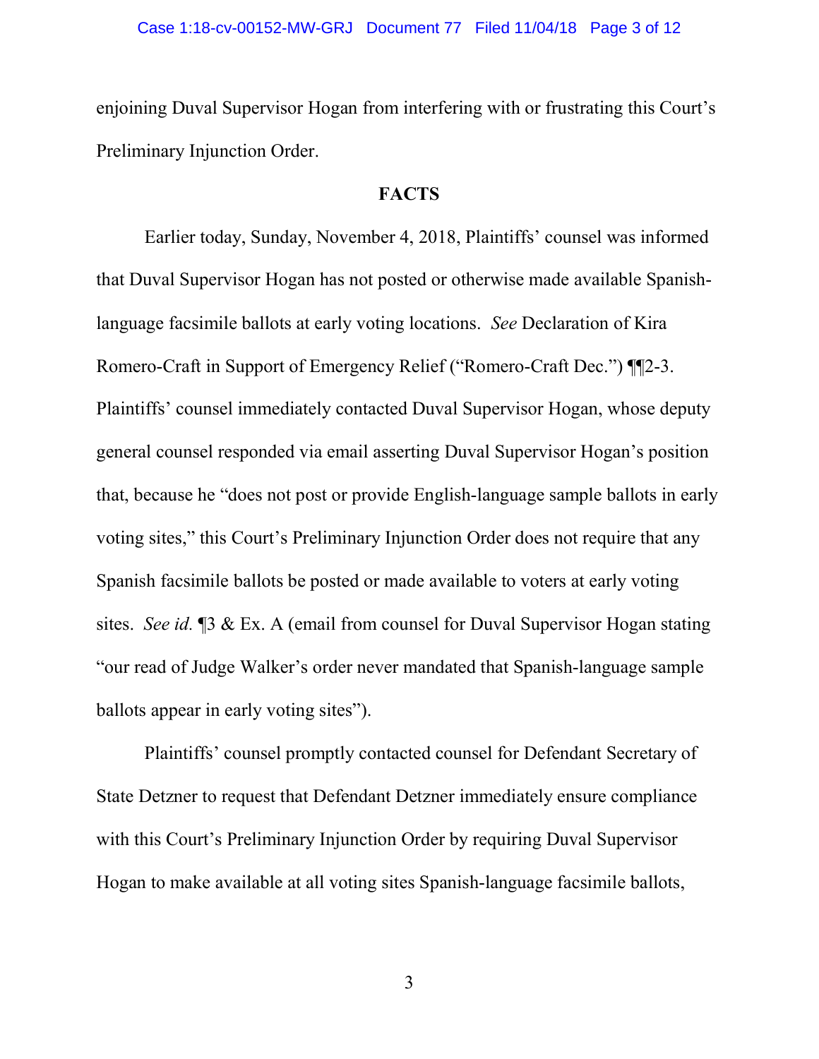enjoining Duval Supervisor Hogan from interfering with or frustrating this Court's Preliminary Injunction Order.

## FACTS

Earlier today, Sunday, November 4, 2018, Plaintiffs' counsel was informed that Duval Supervisor Hogan has not posted or otherwise made available Spanish-language facsimile ballots at early voting locations. *See* Declaration of Kira Romero-Craft in Support of Emergency Relief ("Romero-Craft Dec.") ¶¶2-3. Plaintiffs' counsel immediately contacted Duval Supervisor Hogan, whose deputy general counsel responded via email asserting Duval Supervisor Hogan's position that, because he "does not post or provide English-language sample ballots in early voting sites," this Court's Preliminary Injunction Order does not require that any Spanish facsimile ballots be posted or made available to voters at early voting sites. *See id.* ¶3 & Ex. A (email from counsel for Duval Supervisor Hogan stating "our read of Judge Walker's order never mandated that Spanish-language sample ballots appear in early voting sites").

Plaintiffs' counsel promptly contacted counsel for Defendant Secretary of State Detzner to request that Defendant Detzner immediately ensure compliance with this Court's Preliminary Injunction Order by requiring Duval Supervisor Hogan to make available at all voting sites Spanish-language facsimile ballots,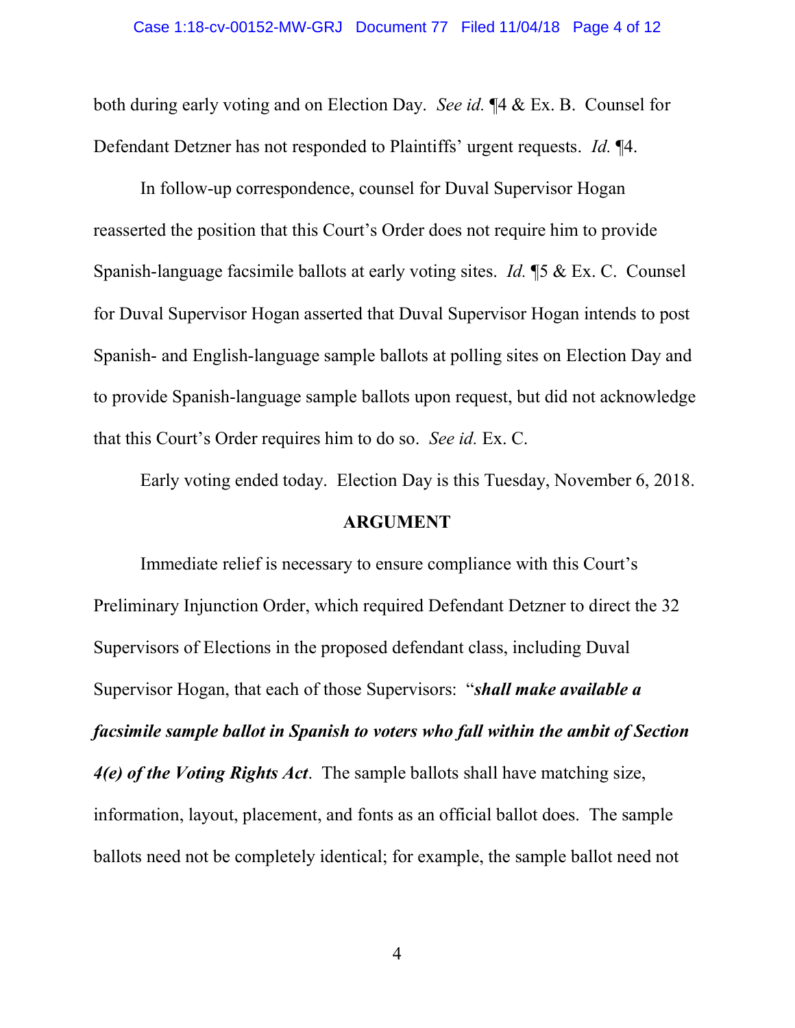both during early voting and on Election Day. *See id.* ¶4 & Ex. B. Counsel for Defendant Detzner has not responded to Plaintiffs' urgent requests. *Id.* ¶4.

In follow-up correspondence, counsel for Duval Supervisor Hogan reasserted the position that this Court's Order does not require him to provide Spanish-language facsimile ballots at early voting sites. *Id.* ¶5 & Ex. C. Counsel for Duval Supervisor Hogan asserted that Duval Supervisor Hogan intends to post Spanish- and English-language sample ballots at polling sites on Election Day and to provide Spanish-language sample ballots upon request, but did not acknowledge that this Court's Order requires him to do so. *See id.* Ex. C.

Early voting ended today. Election Day is this Tuesday, November 6, 2018.

## ARGUMENT

Immediate relief is necessary to ensure compliance with this Court's Preliminary Injunction Order, which required Defendant Detzner to direct the 32 Supervisors of Elections in the proposed defendant class, including Duval Supervisor Hogan, that each of those Supervisors: "***shall make available a facsimile sample ballot in Spanish to voters who fall within the ambit of Section 4(e) of the Voting Rights Act***. The sample ballots shall have matching size, information, layout, placement, and fonts as an official ballot does. The sample ballots need not be completely identical; for example, the sample ballot need not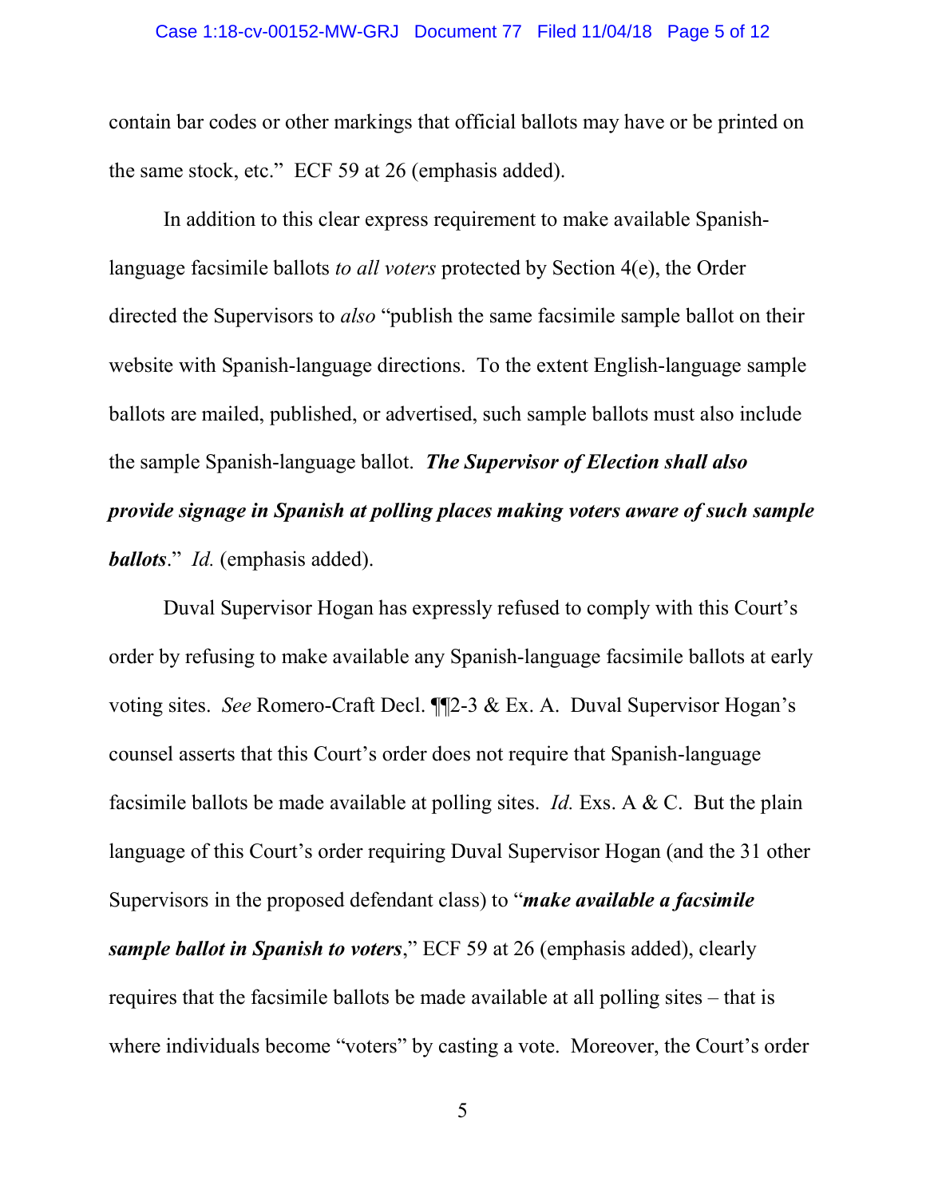contain bar codes or other markings that official ballots may have or be printed on the same stock, etc." ECF 59 at 26 (emphasis added).

In addition to this clear express requirement to make available Spanish-language facsimile ballots *to all voters* protected by Section 4(e), the Order directed the Supervisors to *also* "publish the same facsimile sample ballot on their website with Spanish-language directions. To the extent English-language sample ballots are mailed, published, or advertised, such sample ballots must also include the sample Spanish-language ballot. ***The Supervisor of Election shall also provide signage in Spanish at polling places making voters aware of such sample ballots***." *Id.* (emphasis added).

Duval Supervisor Hogan has expressly refused to comply with this Court's order by refusing to make available any Spanish-language facsimile ballots at early voting sites. *See* Romero-Craft Decl. ¶¶2-3 & Ex. A. Duval Supervisor Hogan's counsel asserts that this Court's order does not require that Spanish-language facsimile ballots be made available at polling sites. *Id.* Exs. A & C. But the plain language of this Court's order requiring Duval Supervisor Hogan (and the 31 other Supervisors in the proposed defendant class) to "***make available a facsimile sample ballot in Spanish to voters***," ECF 59 at 26 (emphasis added), clearly requires that the facsimile ballots be made available at all polling sites – that is where individuals become "voters" by casting a vote. Moreover, the Court's order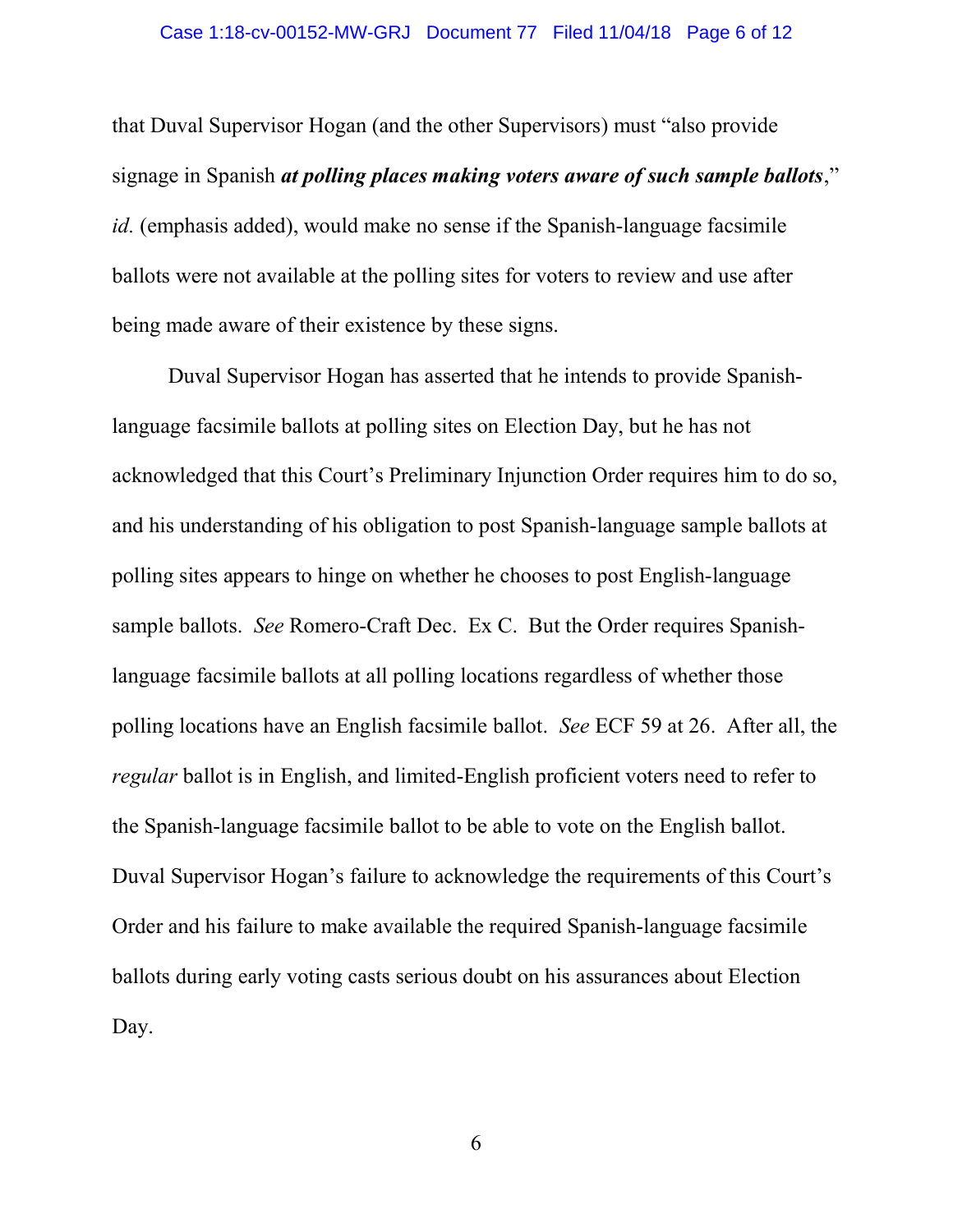that Duval Supervisor Hogan (and the other Supervisors) must "also provide signage in Spanish ***at polling places making voters aware of such sample ballots***," *id.* (emphasis added), would make no sense if the Spanish-language facsimile ballots were not available at the polling sites for voters to review and use after being made aware of their existence by these signs.

Duval Supervisor Hogan has asserted that he intends to provide Spanish-language facsimile ballots at polling sites on Election Day, but he has not acknowledged that this Court's Preliminary Injunction Order requires him to do so, and his understanding of his obligation to post Spanish-language sample ballots at polling sites appears to hinge on whether he chooses to post English-language sample ballots. *See* Romero-Craft Dec. Ex C. But the Order requires Spanish-language facsimile ballots at all polling locations regardless of whether those polling locations have an English facsimile ballot. *See* ECF 59 at 26. After all, the *regular* ballot is in English, and limited-English proficient voters need to refer to the Spanish-language facsimile ballot to be able to vote on the English ballot. Duval Supervisor Hogan's failure to acknowledge the requirements of this Court's Order and his failure to make available the required Spanish-language facsimile ballots during early voting casts serious doubt on his assurances about Election Day.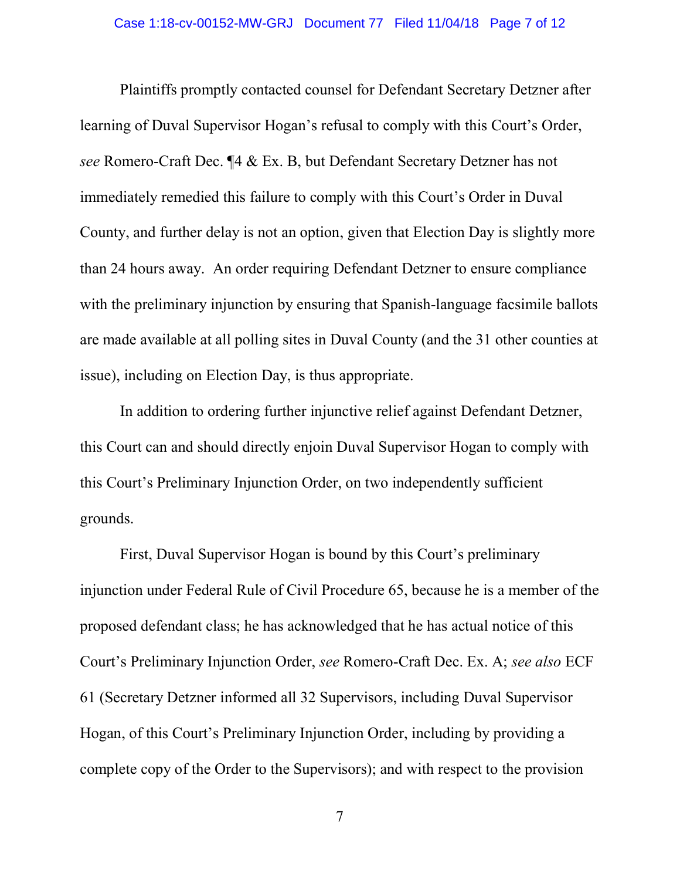Plaintiffs promptly contacted counsel for Defendant Secretary Detzner after learning of Duval Supervisor Hogan's refusal to comply with this Court's Order, *see* Romero-Craft Dec. ¶4 & Ex. B, but Defendant Secretary Detzner has not immediately remedied this failure to comply with this Court's Order in Duval County, and further delay is not an option, given that Election Day is slightly more than 24 hours away. An order requiring Defendant Detzner to ensure compliance with the preliminary injunction by ensuring that Spanish-language facsimile ballots are made available at all polling sites in Duval County (and the 31 other counties at issue), including on Election Day, is thus appropriate.

In addition to ordering further injunctive relief against Defendant Detzner, this Court can and should directly enjoin Duval Supervisor Hogan to comply with this Court's Preliminary Injunction Order, on two independently sufficient grounds.

First, Duval Supervisor Hogan is bound by this Court's preliminary injunction under Federal Rule of Civil Procedure 65, because he is a member of the proposed defendant class; he has acknowledged that he has actual notice of this Court's Preliminary Injunction Order, *see* Romero-Craft Dec. Ex. A; *see also* ECF 61 (Secretary Detzner informed all 32 Supervisors, including Duval Supervisor Hogan, of this Court's Preliminary Injunction Order, including by providing a complete copy of the Order to the Supervisors); and with respect to the provision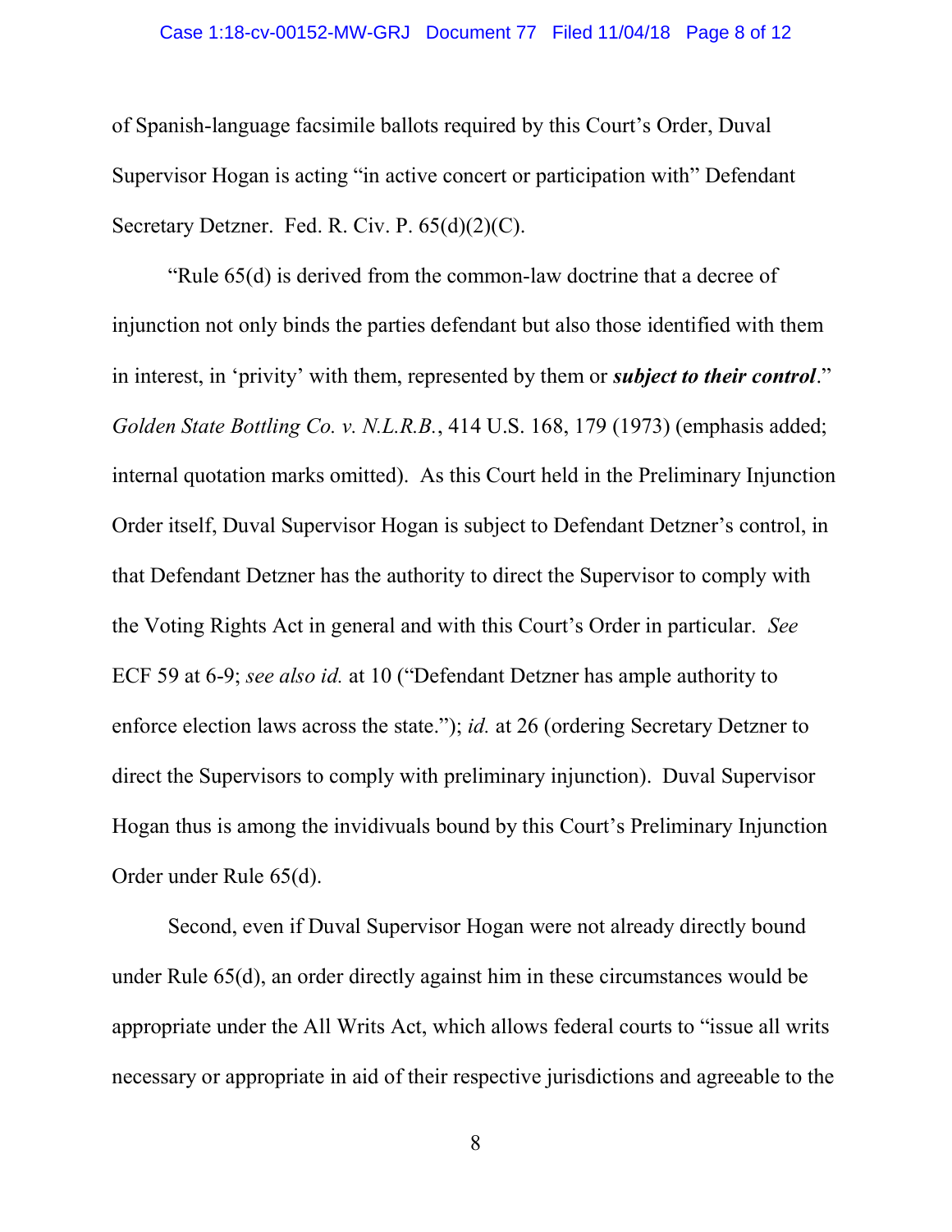of Spanish-language facsimile ballots required by this Court's Order, Duval Supervisor Hogan is acting "in active concert or participation with" Defendant Secretary Detzner. Fed. R. Civ. P. 65(d)(2)(C).

"Rule 65(d) is derived from the common-law doctrine that a decree of injunction not only binds the parties defendant but also those identified with them in interest, in 'privity' with them, represented by them or ***subject to their control***." *Golden State Bottling Co. v. N.L.R.B.*, 414 U.S. 168, 179 (1973) (emphasis added; internal quotation marks omitted). As this Court held in the Preliminary Injunction Order itself, Duval Supervisor Hogan is subject to Defendant Detzner's control, in that Defendant Detzner has the authority to direct the Supervisor to comply with the Voting Rights Act in general and with this Court's Order in particular. *See* ECF 59 at 6-9; *see also id.* at 10 ("Defendant Detzner has ample authority to enforce election laws across the state."); *id.* at 26 (ordering Secretary Detzner to direct the Supervisors to comply with preliminary injunction). Duval Supervisor Hogan thus is among the invidivuals bound by this Court's Preliminary Injunction Order under Rule 65(d).

Second, even if Duval Supervisor Hogan were not already directly bound under Rule 65(d), an order directly against him in these circumstances would be appropriate under the All Writs Act, which allows federal courts to "issue all writs necessary or appropriate in aid of their respective jurisdictions and agreeable to the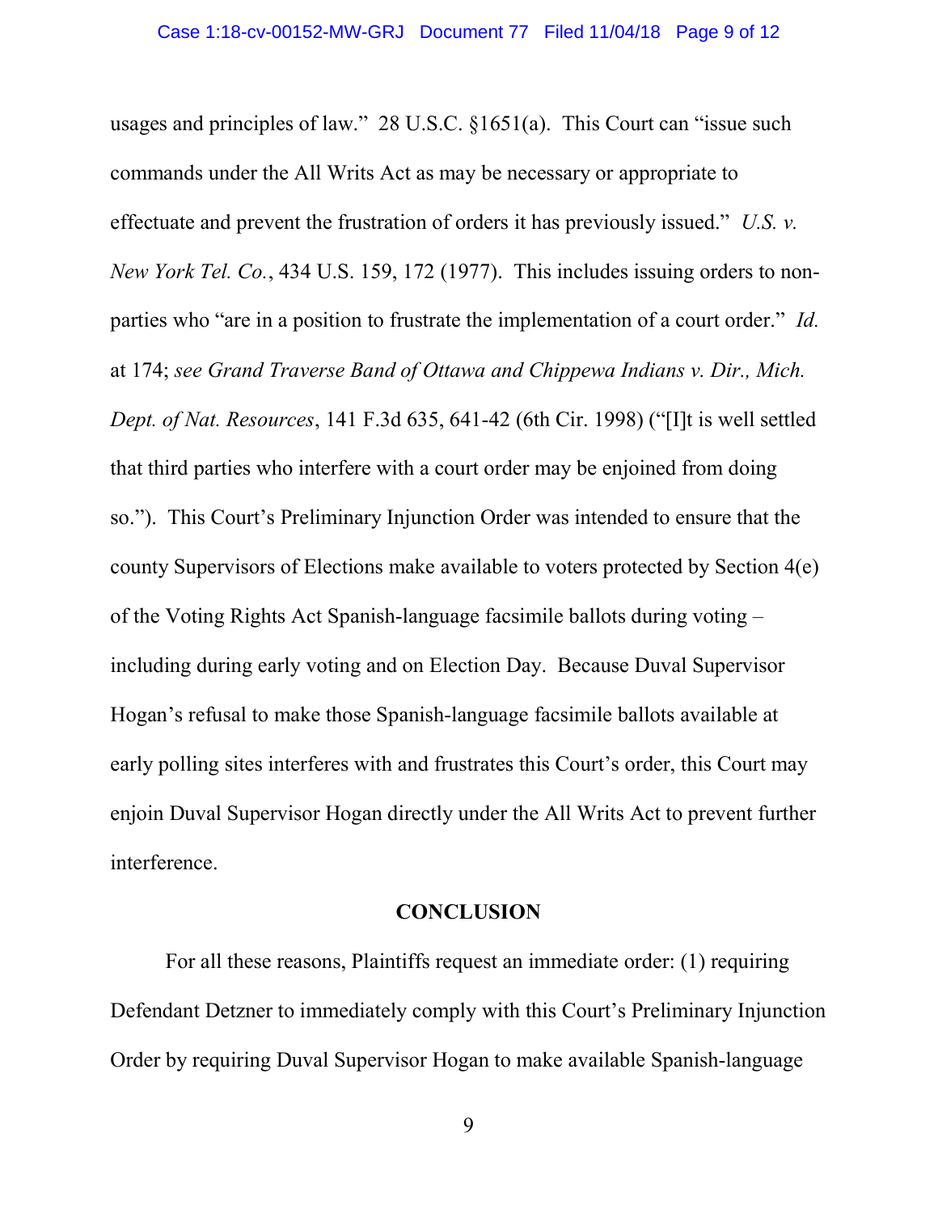usages and principles of law." 28 U.S.C. §1651(a). This Court can "issue such commands under the All Writs Act as may be necessary or appropriate to effectuate and prevent the frustration of orders it has previously issued." *U.S. v. New York Tel. Co.*, 434 U.S. 159, 172 (1977). This includes issuing orders to non-parties who "are in a position to frustrate the implementation of a court order." *Id.* at 174; *see Grand Traverse Band of Ottawa and Chippewa Indians v. Dir., Mich. Dept. of Nat. Resources*, 141 F.3d 635, 641-42 (6th Cir. 1998) ("[I]t is well settled that third parties who interfere with a court order may be enjoined from doing so."). This Court's Preliminary Injunction Order was intended to ensure that the county Supervisors of Elections make available to voters protected by Section 4(e) of the Voting Rights Act Spanish-language facsimile ballots during voting – including during early voting and on Election Day. Because Duval Supervisor Hogan's refusal to make those Spanish-language facsimile ballots available at early polling sites interferes with and frustrates this Court's order, this Court may enjoin Duval Supervisor Hogan directly under the All Writs Act to prevent further interference.

## CONCLUSION

For all these reasons, Plaintiffs request an immediate order: (1) requiring Defendant Detzner to immediately comply with this Court's Preliminary Injunction Order by requiring Duval Supervisor Hogan to make available Spanish-language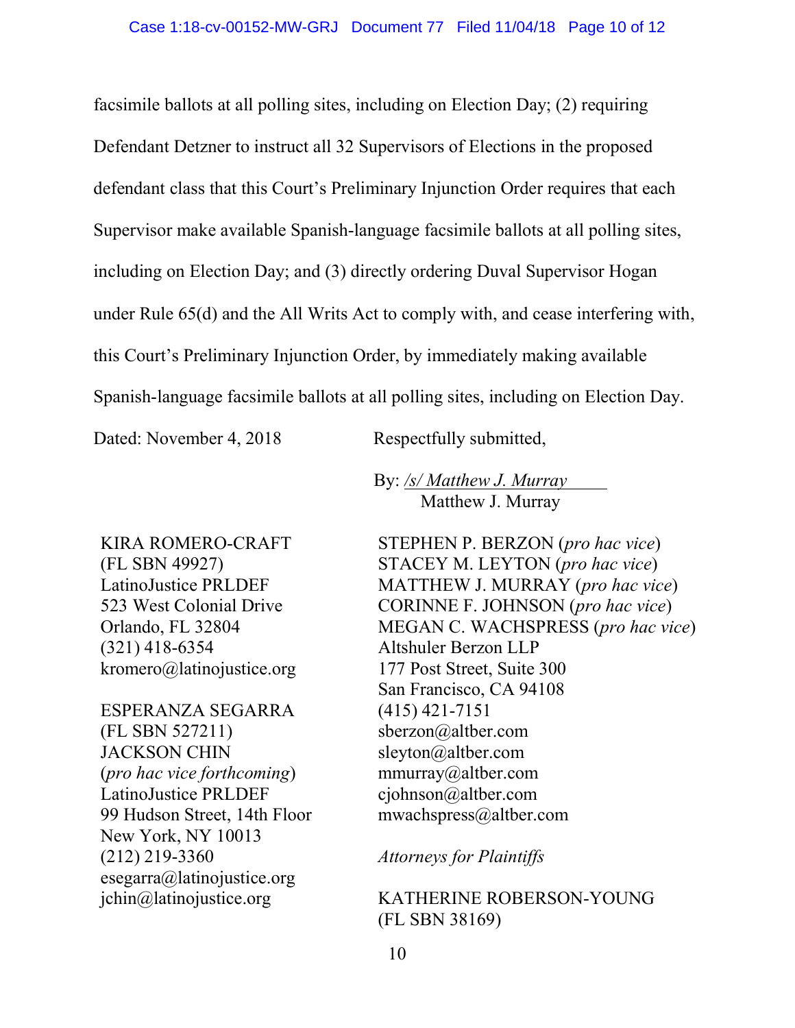facsimile ballots at all polling sites, including on Election Day; (2) requiring Defendant Detzner to instruct all 32 Supervisors of Elections in the proposed defendant class that this Court's Preliminary Injunction Order requires that each Supervisor make available Spanish-language facsimile ballots at all polling sites, including on Election Day; and (3) directly ordering Duval Supervisor Hogan under Rule 65(d) and the All Writs Act to comply with, and cease interfering with, this Court's Preliminary Injunction Order, by immediately making available Spanish-language facsimile ballots at all polling sites, including on Election Day.

Dated: November 4, 2018

Respectfully submitted,

By: /s/ *Matthew J. Murray*
Matthew J. Murray

STEPHEN P. BERZON (*pro hac vice*)
STACEY M. LEYTON (*pro hac vice*)
MATTHEW J. MURRAY (*pro hac vice*)
CORINNE F. JOHNSON (*pro hac vice*)
MEGAN C. WACHSPRESS (*pro hac vice*)
Altshuler Berzon LLP
177 Post Street, Suite 300
San Francisco, CA 94108
(415) 421-7151
sberzon@altber.com
sleyton@altber.com
mmurray@altber.com
cjohnson@altber.com
mwachspress@altber.com

*Attorneys for Plaintiffs*

KIRA ROMERO-CRAFT
(FL SBN 49927)
LatinoJustice PRLDEF
523 West Colonial Drive
Orlando, FL 32804
(321) 418-6354
kromero@latinojustice.org

ESPERANZA SEGARRA
(FL SBN 527211)
JACKSON CHIN
(*pro hac vice forthcoming*)
LatinoJustice PRLDEF
99 Hudson Street, 14th Floor
New York, NY 10013
(212) 219-3360
esegarra@latinojustice.org
jchin@latinojustice.org

KATHERINE ROBERSON-YOUNG
(FL SBN 38169)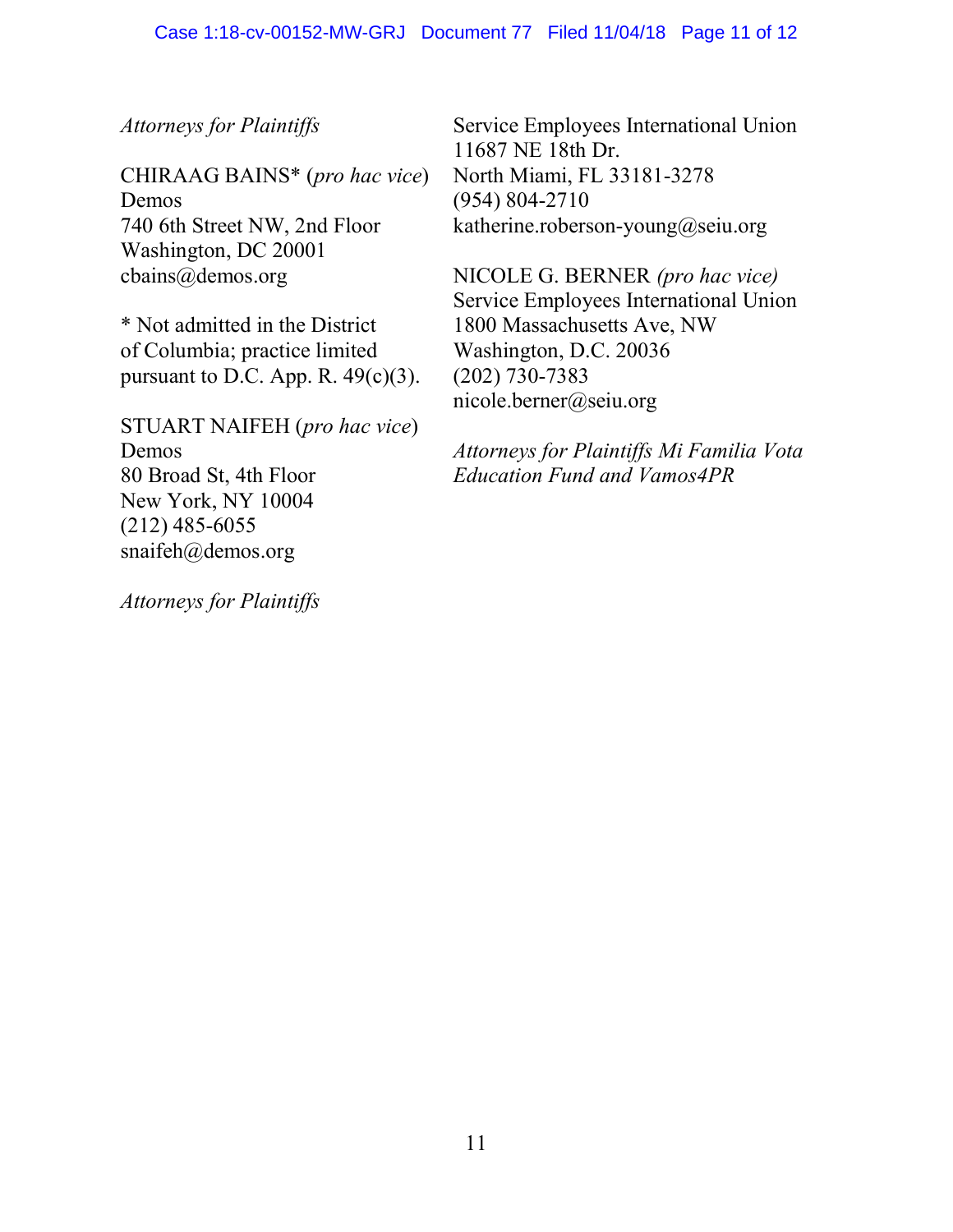*Attorneys for Plaintiffs*

CHIRAAG BAINS* (*pro hac vice*)
Demos
740 6th Street NW, 2nd Floor
Washington, DC 20001
cbains@demos.org

* Not admitted in the District of Columbia; practice limited pursuant to D.C. App. R. 49(c)(3).

STUART NAIFEH (*pro hac vice*)
Demos
80 Broad St, 4th Floor
New York, NY 10004
(212) 485-6055
snaifeh@demos.org

*Attorneys for Plaintiffs*

Service Employees International Union
11687 NE 18th Dr.
North Miami, FL 33181-3278
(954) 804-2710
katherine.roberson-young@seiu.org

NICOLE G. BERNER *(pro hac vice)*
Service Employees International Union
1800 Massachusetts Ave, NW
Washington, D.C. 20036
(202) 730-7383
nicole.berner@seiu.org

*Attorneys for Plaintiffs Mi Familia Vota Education Fund and Vamos4PR*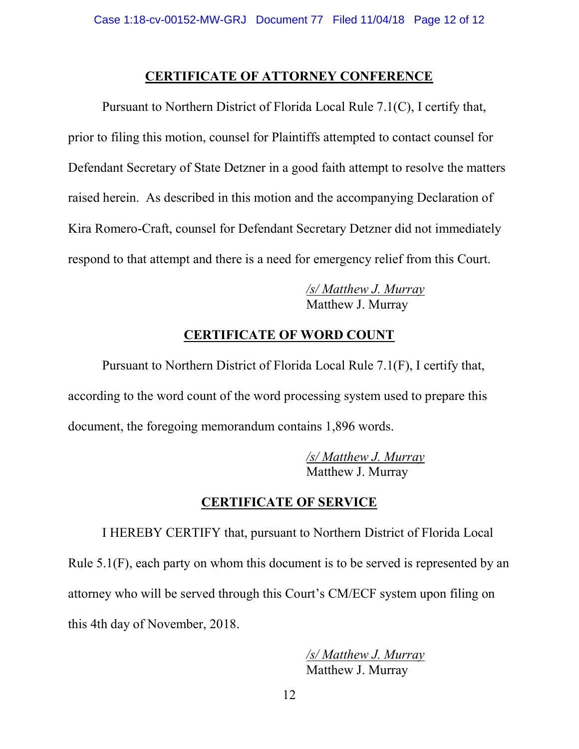## CERTIFICATE OF ATTORNEY CONFERENCE

Pursuant to Northern District of Florida Local Rule 7.1(C), I certify that, prior to filing this motion, counsel for Plaintiffs attempted to contact counsel for Defendant Secretary of State Detzner in a good faith attempt to resolve the matters raised herein. As described in this motion and the accompanying Declaration of Kira Romero-Craft, counsel for Defendant Secretary Detzner did not immediately respond to that attempt and there is a need for emergency relief from this Court.

*/s/ Matthew J. Murray*
Matthew J. Murray

## CERTIFICATE OF WORD COUNT

Pursuant to Northern District of Florida Local Rule 7.1(F), I certify that, according to the word count of the word processing system used to prepare this document, the foregoing memorandum contains 1,896 words.

*/s/ Matthew J. Murray*
Matthew J. Murray

## CERTIFICATE OF SERVICE

I HEREBY CERTIFY that, pursuant to Northern District of Florida Local Rule 5.1(F), each party on whom this document is to be served is represented by an attorney who will be served through this Court's CM/ECF system upon filing on this 4th day of November, 2018.

*/s/ Matthew J. Murray*
Matthew J. Murray